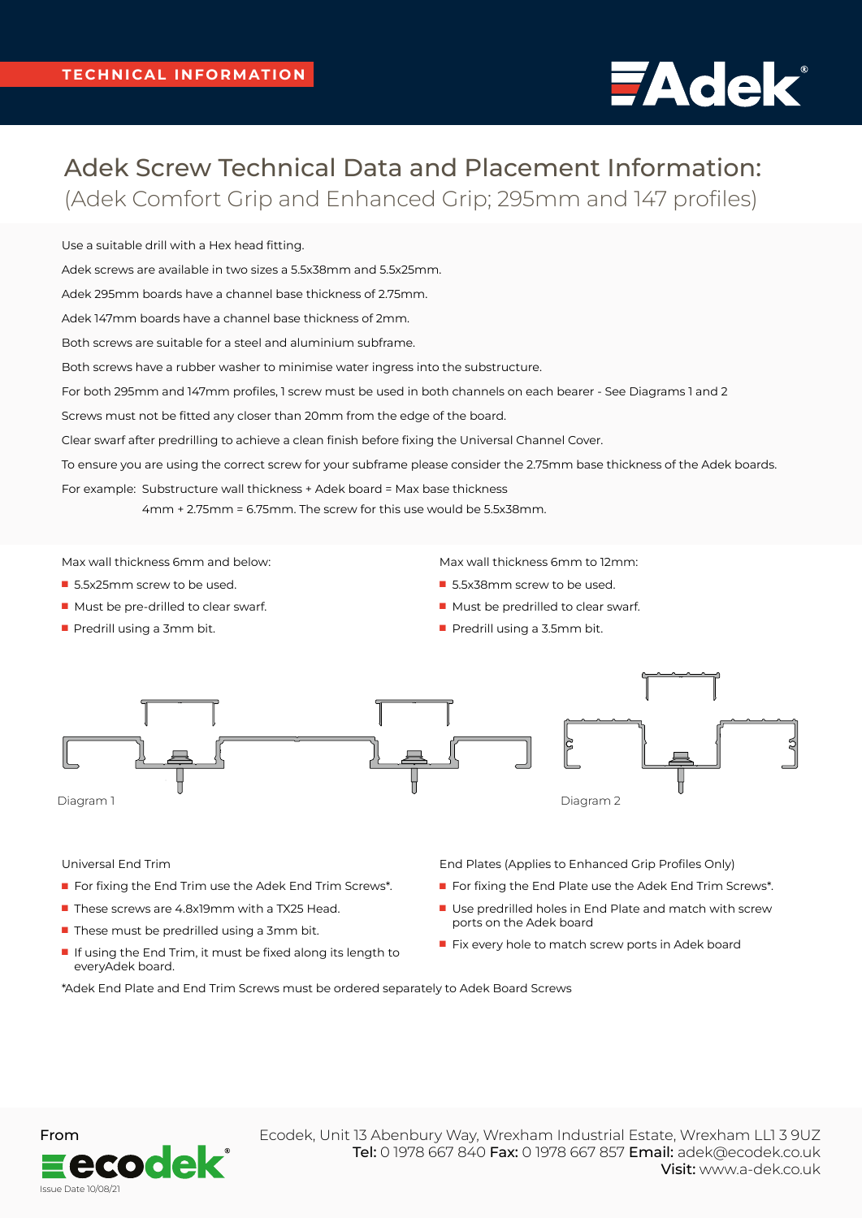TECHNICAL INFORMATION

# Adek Screw Technical Data and Placement Information:

## (Adek Comfort Grip and Enhanced Grip; 295mm and 147 profiles)

Use a suitable drill with a Hex head fitting.

Adek screws are available in two sizes a 5.5x38mm and 5.5x25mm.

Adek 295mm boards have a channel base thickness of 2.75mm.

Adek 147mm boards have a channel base thickness of 2mm.

Both screws are suitable for a steel and aluminium subframe.

Both screws have a rubber washer to minimise water ingress into the substructure.

For both 295mm and 147mm profiles, 1 screw must be used in both channels on each bearer - See Diagrams 1 and 2

Screws must not be fitted any closer than 20mm from the edge of the board.

Clear swarf after predrilling to achieve a clean finish before fixing the Universal Channel Cover.

To ensure you are using the correct screw for your subframe please consider the 2.75mm base thickness of the Adek boards.

For example: Substructure wall thickness + Adek board = Max base thickness
4mm + 2.75mm = 6.75mm. The screw for this use would be 5.5x38mm.

Max wall thickness 6mm and below:

- 5.5x25mm screw to be used.
- Must be pre-drilled to clear swarf.
- Predrill using a 3mm bit.

Max wall thickness 6mm to 12mm:

- 5.5x38mm screw to be used.
- Must be predrilled to clear swarf.
- Predrill using a 3.5mm bit.

Diagram 1

Diagram 2

Universal End Trim

- For fixing the End Trim use the Adek End Trim Screws*.
- These screws are 4.8x19mm with a TX25 Head.
- These must be predrilled using a 3mm bit.
- If using the End Trim, it must be fixed along its length to everyAdek board.

End Plates (Applies to Enhanced Grip Profiles Only)

- For fixing the End Plate use the Adek End Trim Screws*.
- Use predrilled holes in End Plate and match with screw ports on the Adek board
- Fix every hole to match screw ports in Adek board

*Adek End Plate and End Trim Screws must be ordered separately to Adek Board Screws

From ecodek

Issue Date 10/08/21

Ecodek, Unit 13 Abenbury Way, Wrexham Industrial Estate, Wrexham LL13 9UZ
**Tel:** 0 1978 667 840 **Fax:** 0 1978 667 857 **Email:** adek@ecodek.co.uk
**Visit:** www.a-dek.co.uk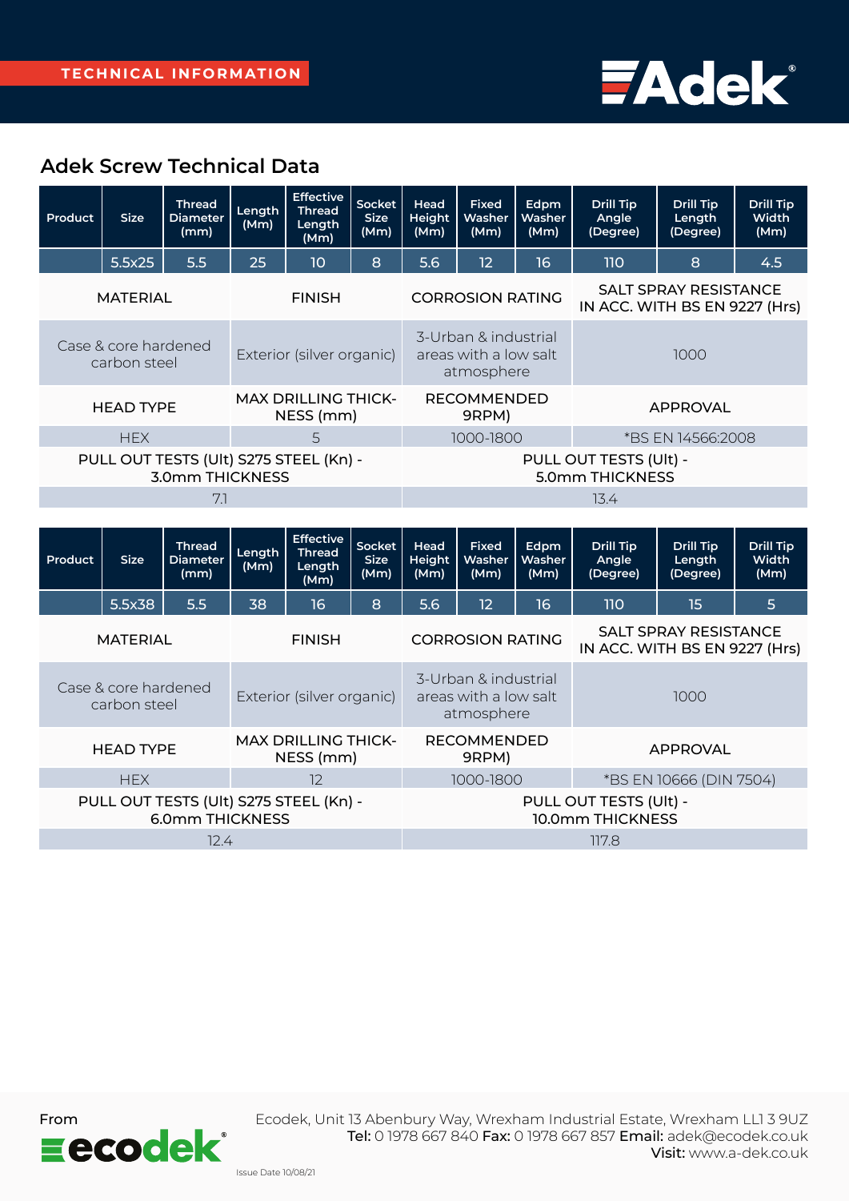TECHNICAL INFORMATION

Adek

## Adek Screw Technical Data

| Product | Size | Thread Diameter (mm) | Length (Mm) | Effective Thread Length (Mm) | Socket Size (Mm) | Head Height (Mm) | Fixed Washer (Mm) | Edpm Washer (Mm) | Drill Tip Angle (Degree) | Drill Tip Length (Degree) | Drill Tip Width (Mm) |
|---|---|---|---|---|---|---|---|---|---|---|---|
| | 5.5x25 | 5.5 | 25 | 10 | 8 | 5.6 | 12 | 16 | 110 | 8 | 4.5 |

| MATERIAL | FINISH | CORROSION RATING | SALT SPRAY RESISTANCE IN ACC. WITH BS EN 9227 (Hrs) |
|---|---|---|---|
| Case & core hardened carbon steel | Exterior (silver organic) | 3-Urban & industrial areas with a low salt atmosphere | 1000 |
| **HEAD TYPE** | **MAX DRILLING THICKNESS (mm)** | **RECOMMENDED 9RPM)** | **APPROVAL** |
| HEX | 5 | 1000-1800 | *BS EN 14566:2008 |

| PULL OUT TESTS (Ult) S275 STEEL (Kn) - 3.0mm THICKNESS | PULL OUT TESTS (Ult) - 5.0mm THICKNESS |
|---|---|
| 7.1 | 13.4 |

| Product | Size | Thread Diameter (mm) | Length (Mm) | Effective Thread Length (Mm) | Socket Size (Mm) | Head Height (Mm) | Fixed Washer (Mm) | Edpm Washer (Mm) | Drill Tip Angle (Degree) | Drill Tip Length (Degree) | Drill Tip Width (Mm) |
|---|---|---|---|---|---|---|---|---|---|---|---|
| | 5.5x38 | 5.5 | 38 | 16 | 8 | 5.6 | 12 | 16 | 110 | 15 | 5 |

| MATERIAL | FINISH | CORROSION RATING | SALT SPRAY RESISTANCE IN ACC. WITH BS EN 9227 (Hrs) |
|---|---|---|---|
| Case & core hardened carbon steel | Exterior (silver organic) | 3-Urban & industrial areas with a low salt atmosphere | 1000 |
| **HEAD TYPE** | **MAX DRILLING THICKNESS (mm)** | **RECOMMENDED 9RPM)** | **APPROVAL** |
| HEX | 12 | 1000-1800 | *BS EN 10666 (DIN 7504) |

| PULL OUT TESTS (Ult) S275 STEEL (Kn) - 6.0mm THICKNESS | PULL OUT TESTS (Ult) - 10.0mm THICKNESS |
|---|---|
| 12.4 | 117.8 |

From ecodek

Ecodek, Unit 13 Abenbury Way, Wrexham Industrial Estate, Wrexham LL13 9UZ
**Tel:** 0 1978 667 840 **Fax:** 0 1978 667 857 **Email:** adek@ecodek.co.uk
**Visit:** www.a-dek.co.uk

Issue Date 10/08/21